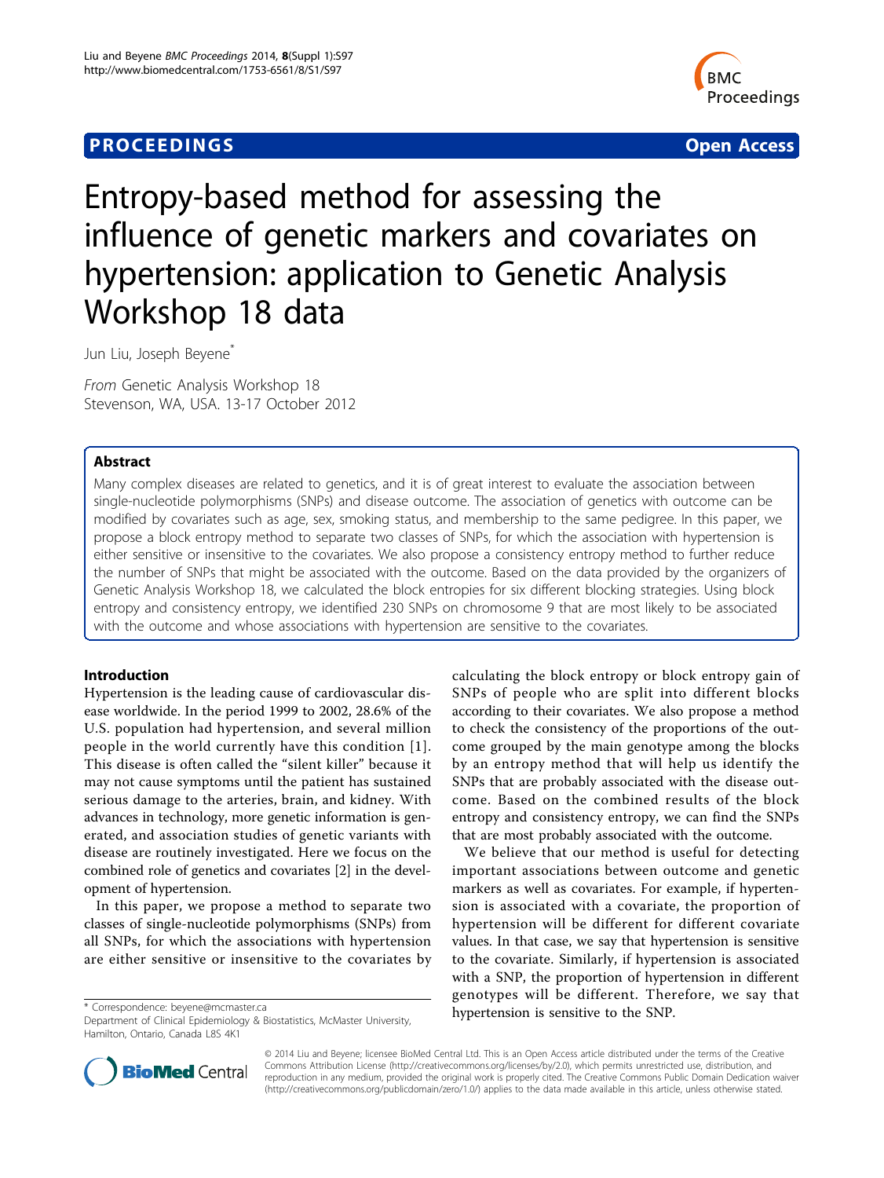PROCEEDINGS **Open Access**

# Entropy-based method for assessing the influence of genetic markers and covariates on hypertension: application to Genetic Analysis Workshop 18 data

Jun Liu, Joseph Beyene*

*From* Genetic Analysis Workshop 18
Stevenson, WA, USA. 13-17 October 2012

## Abstract

Many complex diseases are related to genetics, and it is of great interest to evaluate the association between single-nucleotide polymorphisms (SNPs) and disease outcome. The association of genetics with outcome can be modified by covariates such as age, sex, smoking status, and membership to the same pedigree. In this paper, we propose a block entropy method to separate two classes of SNPs, for which the association with hypertension is either sensitive or insensitive to the covariates. We also propose a consistency entropy method to further reduce the number of SNPs that might be associated with the outcome. Based on the data provided by the organizers of Genetic Analysis Workshop 18, we calculated the block entropies for six different blocking strategies. Using block entropy and consistency entropy, we identified 230 SNPs on chromosome 9 that are most likely to be associated with the outcome and whose associations with hypertension are sensitive to the covariates.

## Introduction

Hypertension is the leading cause of cardiovascular disease worldwide. In the period 1999 to 2002, 28.6% of the U.S. population had hypertension, and several million people in the world currently have this condition [1]. This disease is often called the "silent killer" because it may not cause symptoms until the patient has sustained serious damage to the arteries, brain, and kidney. With advances in technology, more genetic information is generated, and association studies of genetic variants with disease are routinely investigated. Here we focus on the combined role of genetics and covariates [2] in the development of hypertension.

In this paper, we propose a method to separate two classes of single-nucleotide polymorphisms (SNPs) from all SNPs, for which the associations with hypertension are either sensitive or insensitive to the covariates by calculating the block entropy or block entropy gain of SNPs of people who are split into different blocks according to their covariates. We also propose a method to check the consistency of the proportions of the outcome grouped by the main genotype among the blocks by an entropy method that will help us identify the SNPs that are probably associated with the disease outcome. Based on the combined results of the block entropy and consistency entropy, we can find the SNPs that are most probably associated with the outcome.

We believe that our method is useful for detecting important associations between outcome and genetic markers as well as covariates. For example, if hypertension is associated with a covariate, the proportion of hypertension will be different for different covariate values. In that case, we say that hypertension is sensitive to the covariate. Similarly, if hypertension is associated with a SNP, the proportion of hypertension in different genotypes will be different. Therefore, we say that hypertension is sensitive to the SNP.

\* Correspondence: beyene@mcmaster.ca
Department of Clinical Epidemiology & Biostatistics, McMaster University, Hamilton, Ontario, Canada L8S 4K1

© 2014 Liu and Beyene; licensee BioMed Central Ltd. This is an Open Access article distributed under the terms of the Creative Commons Attribution License (http://creativecommons.org/licenses/by/2.0), which permits unrestricted use, distribution, and reproduction in any medium, provided the original work is properly cited. The Creative Commons Public Domain Dedication waiver (http://creativecommons.org/publicdomain/zero/1.0/) applies to the data made available in this article, unless otherwise stated.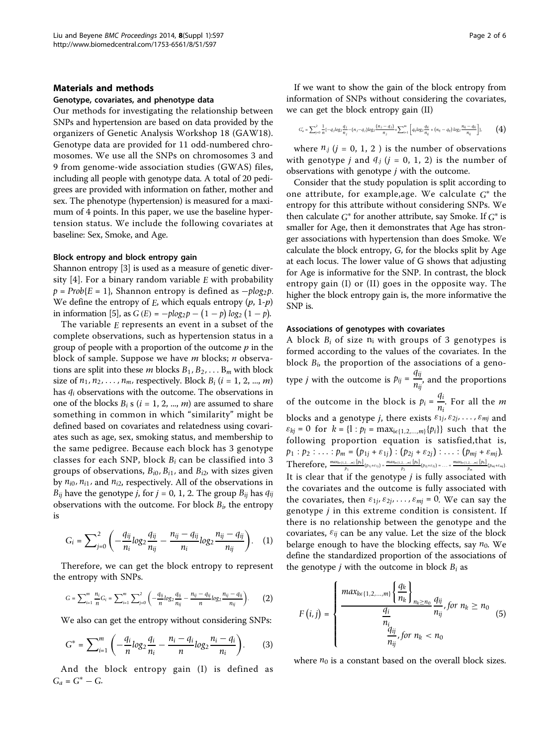## Materials and methods

### Genotype, covariates, and phenotype data

Our methods for investigating the relationship between SNPs and hypertension are based on data provided by the organizers of Genetic Analysis Workshop 18 (GAW18). Genotype data are provided for 11 odd-numbered chromosomes. We use all the SNPs on chromosomes 3 and 9 from genome-wide association studies (GWAS) files, including all people with genotype data. A total of 20 pedigrees are provided with information on father, mother and sex. The phenotype (hypertension) is measured for a maximum of 4 points. In this paper, we use the baseline hypertension status. We include the following covariates at baseline: Sex, Smoke, and Age.

### Block entropy and block entropy gain

Shannon entropy [3] is used as a measure of genetic diversity [4]. For a binary random variable $E$ with probability $p = Prob\{E = 1\}$, Shannon entropy is defined as $-plog_2 p$. We define the entropy of $E$, which equals entropy $(p, 1\text{-}p)$ in information [5], as $G(E) = -plog_2 p - (1-p)\,log_2(1-p)$.

The variable $E$ represents an event in a subset of the complete observations, such as hypertension status in a group of people with a proportion of the outcome $p$ in the block of sample. Suppose we have $m$ blocks; $n$ observations are split into these $m$ blocks $B_1, B_2, \ldots B_m$ with block size of $n_1, n_2, \ldots, n_m$, respectively. Block $B_i$ ($i = 1, 2, ..., m$) has $q_i$ observations with the outcome. The observations in one of the blocks $B_i$ s ($i = 1, 2, ..., m$) are assumed to share something in common in which "similarity" might be defined based on covariates and relatedness using covariates such as age, sex, smoking status, and membership to the same pedigree. Because each block has 3 genotype classes for each SNP, block $B_i$ can be classified into 3 groups of observations, $B_{i0}$, $B_{i1}$, and $B_{i2}$, with sizes given by $n_{i0}$, $n_{i1}$, and $n_{i2}$, respectively. All of the observations in $B_{ij}$ have the genotype $j$, for $j = 0, 1, 2$. The group $B_{ij}$ has $q_{ij}$ observations with the outcome. For block $B_i$, the entropy is

$$G_i = \sum_{j=0}^{2}\left(-\frac{q_{ij}}{n_i}log_2\frac{q_{ij}}{n_{ij}} - \frac{n_{ij}-q_{ij}}{n_i}log_2\frac{n_{ij}-q_{ij}}{n_{ij}}\right). \quad (1)$$

Therefore, we can get the block entropy to represent the entropy with SNPs.

$$G = \sum_{i=1}^{m}\frac{n_i}{n}G_i = \sum_{i=1}^{m}\sum_{j=0}^{2}\left(-\frac{q_{ij}}{n}log_2\frac{q_{ij}}{n_{ij}} - \frac{n_{ij}-q_{ij}}{n}log_2\frac{n_{ij}-q_{ij}}{n_{ij}}\right). \quad (2)$$

We also can get the entropy without considering SNPs:

$$G^* = \sum_{i=1}^{m}\left(-\frac{q_i}{n}log_2\frac{q_i}{n_i} - \frac{n_i-q_i}{n}log_2\frac{n_i-q_i}{n_i}\right). \quad (3)$$

And the block entropy gain (I) is defined as $G_a = G^* - G$.

If we want to show the gain of the block entropy from information of SNPs without considering the covariates, we can get the block entropy gain (II)

$$G_a' = \sum_{j=0}^{2}\frac{1}{n}\left[-q_{.j}log_2\frac{q_{.j}}{n_{.j}} - (n_{.j}-q_{.j})log_2\frac{(n_{.j}-q_{.j})}{n_{.j}} + \sum_{i=1}^{m}\left[q_{ij}log_2\frac{q_{ij}}{n_{ij}} + (n_{ij}-q_{ij})\,log_2\frac{n_{ij}-q_{ij}}{n_{ij}}\right]\right], \quad (4)$$

where $n_{.j}$ ($j = 0, 1, 2$) is the number of observations with genotype $j$ and $q_{.j}$ ($j = 0, 1, 2$) is the number of observations with genotype $j$ with the outcome.

Consider that the study population is split according to one attribute, for example,age. We calculate $G^*$ the entropy for this attribute without considering SNPs. We then calculate $G^*$ for another attribute, say Smoke. If $G^*$ is smaller for Age, then it demonstrates that Age has stronger associations with hypertension than does Smoke. We calculate the block entropy, $G$, for the blocks split by Age at each locus. The lower value of G shows that adjusting for Age is informative for the SNP. In contrast, the block entropy gain (I) or (II) goes in the opposite way. The higher the block entropy gain is, the more informative the SNP is.

### Associations of genotypes with covariates

A block $B_i$ of size $n_i$ with groups of 3 genotypes is formed according to the values of the covariates. In the block $B_i$, the proportion of the associations of a genotype $j$ with the outcome is $p_{ij} = \frac{q_{ij}}{n_{ij}}$, and the proportions of the outcome in the block is $p_i = \frac{q_i}{n_i}$. For all the $m$ blocks and a genotype $j$, there exists $\varepsilon_{1j}, \varepsilon_{2j}, \ldots, \varepsilon_{mj}$ and $\varepsilon_{kj} = 0$ for $k = \{l : p_l = \max_{i\in\{1,2,\ldots,m\}}\{p_i\}\}$ such that the following proportion equation is satisfied,that is, $p_1 : p_2 : \ldots : p_m = (p_{1j} + \varepsilon_{1j}) : (p_{2j} + \varepsilon_{2j}) : \ldots : (p_{mj} + \varepsilon_{mj})$.

Therefore, $\frac{max_{k\in\{1,2,\ldots,m\}}\{p_k\}}{p_1}(p_{1j}+\varepsilon_{1j}) = \frac{max_{k\in\{1,2,\ldots,m\}}\{p_k\}}{p_2}(p_{2j}+\varepsilon_{2j}) = \ldots = \frac{max_{k\in\{1,2,\ldots,m\}}\{p_k\}}{p_m}(p_{mj}+\varepsilon_{mj})$.

It is clear that if the genotype $j$ is fully associated with the covariates and the outcome is fully associated with the covariates, then $\varepsilon_{1j}, \varepsilon_{2j}, \ldots, \varepsilon_{mj} = 0$. We can say the genotype $j$ in this extreme condition is consistent. If there is no relationship between the genotype and the covariates, $\varepsilon_{ij}$ can be any value. Let the size of the block belarge enough to have the blocking effects, say $n_0$. We define the standardized proportion of the associations of the genotype $j$ with the outcome in block $B_i$ as

$$F(i,j) = \begin{cases} \dfrac{max_{k\in\{1,2,\ldots,m\}}\left\{\dfrac{q_k}{n_k}\right\}_{n_k \geq n_0}}{\dfrac{q_i}{n_i}}\dfrac{q_{ij}}{n_{ij}}, & for\ n_k \geq n_0 \\ \dfrac{q_{ij}}{n_{ij}}, & for\ n_k < n_0 \end{cases} \quad (5)$$

where $n_0$ is a constant based on the overall block sizes.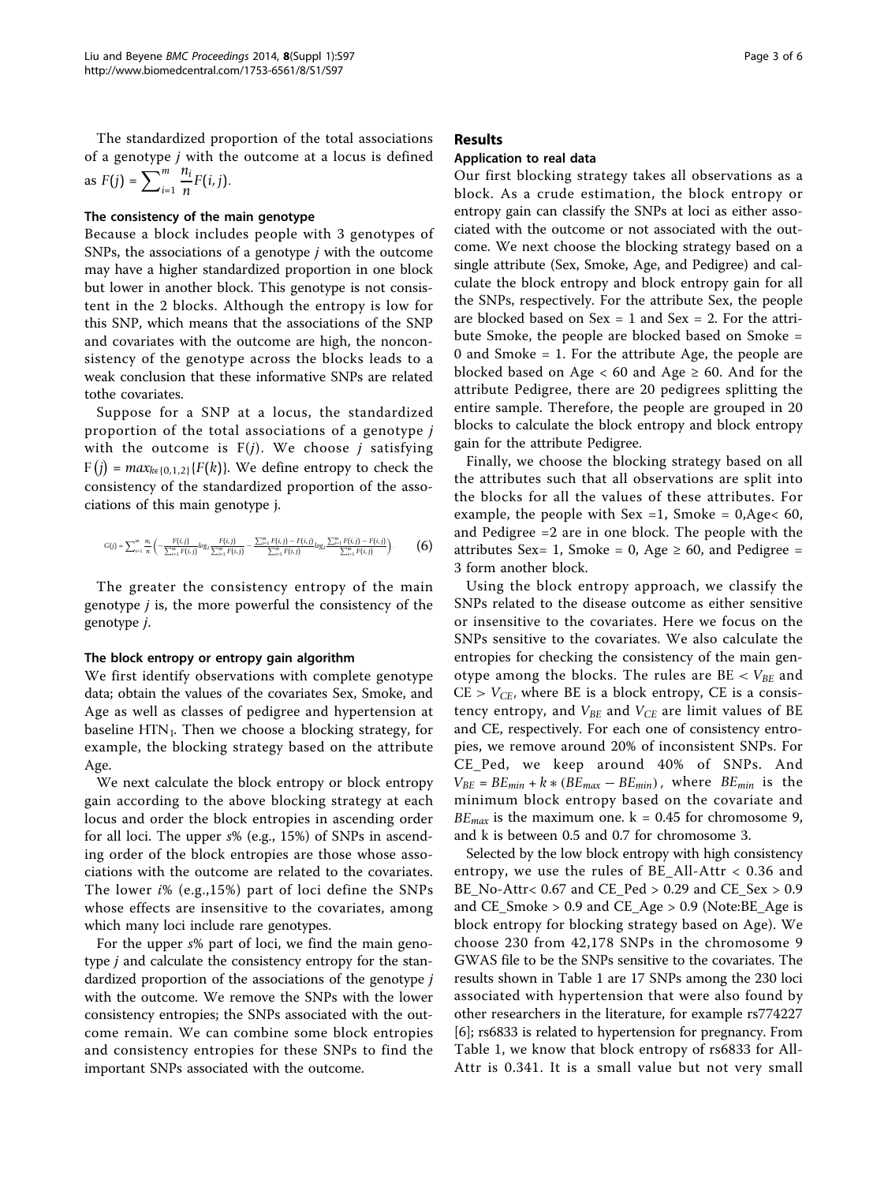The standardized proportion of the total associations of a genotype $j$ with the outcome at a locus is defined as $F(j) = \sum_{i=1}^{m} \frac{n_i}{n} F(i,j)$.

### The consistency of the main genotype

Because a block includes people with 3 genotypes of SNPs, the associations of a genotype $j$ with the outcome may have a higher standardized proportion in one block but lower in another block. This genotype is not consistent in the 2 blocks. Although the entropy is low for this SNP, which means that the associations of the SNP and covariates with the outcome are high, the nonconsistency of the genotype across the blocks leads to a weak conclusion that these informative SNPs are related tothe covariates.

Suppose for a SNP at a locus, the standardized proportion of the total associations of a genotype $j$ with the outcome is $F(j)$. We choose $j$ satisfying $F(j) = max_{k \in \{0,1,2\}}\{F(k)\}$. We define entropy to check the consistency of the standardized proportion of the associations of this main genotype j.

$$G(j) = \sum_{i=1}^{m} \frac{n_i}{n} \left( -\frac{F(i,j)}{\sum_{i=1}^{m} F(i,j)} log_2 \frac{F(i,j)}{\sum_{i=1}^{m} F(i,j)} - \frac{\sum_{i=1}^{m} F(i,j) - F(i,j)}{\sum_{i=1}^{m} F(i,j)} log_2 \frac{\sum_{i=1}^{m} F(i,j) - F(i,j)}{\sum_{i=1}^{m} F(i,j)} \right). \quad (6)$$

The greater the consistency entropy of the main genotype $j$ is, the more powerful the consistency of the genotype $j$.

### The block entropy or entropy gain algorithm

We first identify observations with complete genotype data; obtain the values of the covariates Sex, Smoke, and Age as well as classes of pedigree and hypertension at baseline $HTN_1$. Then we choose a blocking strategy, for example, the blocking strategy based on the attribute Age.

We next calculate the block entropy or block entropy gain according to the above blocking strategy at each locus and order the block entropies in ascending order for all loci. The upper $s$% (e.g., 15%) of SNPs in ascending order of the block entropies are those whose associations with the outcome are related to the covariates. The lower $i$% (e.g.,15%) part of loci define the SNPs whose effects are insensitive to the covariates, among which many loci include rare genotypes.

For the upper $s$% part of loci, we find the main genotype $j$ and calculate the consistency entropy for the standardized proportion of the associations of the genotype $j$ with the outcome. We remove the SNPs with the lower consistency entropies; the SNPs associated with the outcome remain. We can combine some block entropies and consistency entropies for these SNPs to find the important SNPs associated with the outcome.

## Results

### Application to real data

Our first blocking strategy takes all observations as a block. As a crude estimation, the block entropy or entropy gain can classify the SNPs at loci as either associated with the outcome or not associated with the outcome. We next choose the blocking strategy based on a single attribute (Sex, Smoke, Age, and Pedigree) and calculate the block entropy and block entropy gain for all the SNPs, respectively. For the attribute Sex, the people are blocked based on Sex = 1 and Sex = 2. For the attribute Smoke, the people are blocked based on Smoke = 0 and Smoke = 1. For the attribute Age, the people are blocked based on Age < 60 and Age ≥ 60. And for the attribute Pedigree, there are 20 pedigrees splitting the entire sample. Therefore, the people are grouped in 20 blocks to calculate the block entropy and block entropy gain for the attribute Pedigree.

Finally, we choose the blocking strategy based on all the attributes such that all observations are split into the blocks for all the values of these attributes. For example, the people with Sex =1, Smoke = 0,Age< 60, and Pedigree =2 are in one block. The people with the attributes Sex= 1, Smoke = 0, Age ≥ 60, and Pedigree = 3 form another block.

Using the block entropy approach, we classify the SNPs related to the disease outcome as either sensitive or insensitive to the covariates. Here we focus on the SNPs sensitive to the covariates. We also calculate the entropies for checking the consistency of the main genotype among the blocks. The rules are BE < $V_{BE}$ and CE > $V_{CE}$, where BE is a block entropy, CE is a consistency entropy, and $V_{BE}$ and $V_{CE}$ are limit values of BE and CE, respectively. For each one of consistency entropies, we remove around 20% of inconsistent SNPs. For CE_Ped, we keep around 40% of SNPs. And $V_{BE} = BE_{min} + k * (BE_{max} - BE_{min})$, where $BE_{min}$ is the minimum block entropy based on the covariate and $BE_{max}$ is the maximum one. k = 0.45 for chromosome 9, and k is between 0.5 and 0.7 for chromosome 3.

Selected by the low block entropy with high consistency entropy, we use the rules of BE_All-Attr < 0.36 and BE_No-Attr< 0.67 and CE_Ped > 0.29 and CE_Sex > 0.9 and CE_Smoke > 0.9 and CE_Age > 0.9 (Note:BE_Age is block entropy for blocking strategy based on Age). We choose 230 from 42,178 SNPs in the chromosome 9 GWAS file to be the SNPs sensitive to the covariates. The results shown in Table 1 are 17 SNPs among the 230 loci associated with hypertension that were also found by other researchers in the literature, for example rs774227 [6]; rs6833 is related to hypertension for pregnancy. From Table 1, we know that block entropy of rs6833 for All-Attr is 0.341. It is a small value but not very small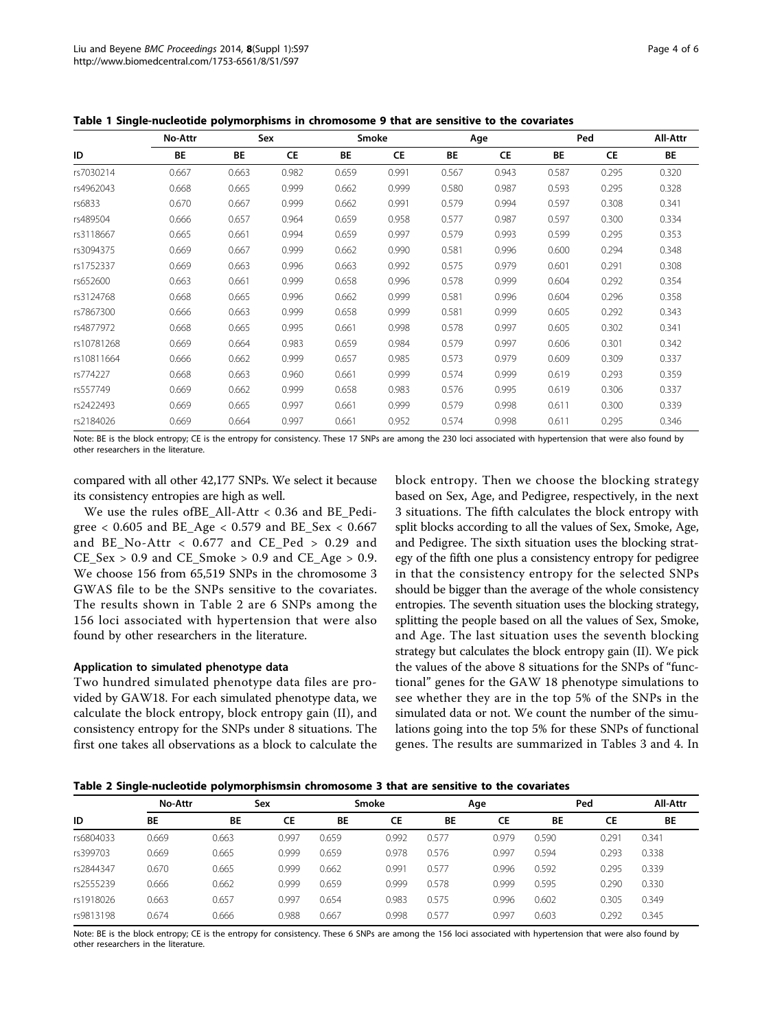**Table 1 Single-nucleotide polymorphisms in chromosome 9 that are sensitive to the covariates**

| | No-Attr | Sex | | Smoke | | Age | | Ped | | All-Attr |
|---|---|---|---|---|---|---|---|---|---|---|
| ID | BE | BE | CE | BE | CE | BE | CE | BE | CE | BE |
| rs7030214 | 0.667 | 0.663 | 0.982 | 0.659 | 0.991 | 0.567 | 0.943 | 0.587 | 0.295 | 0.320 |
| rs4962043 | 0.668 | 0.665 | 0.999 | 0.662 | 0.999 | 0.580 | 0.987 | 0.593 | 0.295 | 0.328 |
| rs6833 | 0.670 | 0.667 | 0.999 | 0.662 | 0.991 | 0.579 | 0.994 | 0.597 | 0.308 | 0.341 |
| rs489504 | 0.666 | 0.657 | 0.964 | 0.659 | 0.958 | 0.577 | 0.987 | 0.597 | 0.300 | 0.334 |
| rs3118667 | 0.665 | 0.661 | 0.994 | 0.659 | 0.997 | 0.579 | 0.993 | 0.599 | 0.295 | 0.353 |
| rs3094375 | 0.669 | 0.667 | 0.999 | 0.662 | 0.990 | 0.581 | 0.996 | 0.600 | 0.294 | 0.348 |
| rs1752337 | 0.669 | 0.663 | 0.996 | 0.663 | 0.992 | 0.575 | 0.979 | 0.601 | 0.291 | 0.308 |
| rs652600 | 0.663 | 0.661 | 0.999 | 0.658 | 0.996 | 0.578 | 0.999 | 0.604 | 0.292 | 0.354 |
| rs3124768 | 0.668 | 0.665 | 0.996 | 0.662 | 0.999 | 0.581 | 0.996 | 0.604 | 0.296 | 0.358 |
| rs7867300 | 0.666 | 0.663 | 0.999 | 0.658 | 0.999 | 0.581 | 0.999 | 0.605 | 0.292 | 0.343 |
| rs4877972 | 0.668 | 0.665 | 0.995 | 0.661 | 0.998 | 0.578 | 0.997 | 0.605 | 0.302 | 0.341 |
| rs10781268 | 0.669 | 0.664 | 0.983 | 0.659 | 0.984 | 0.579 | 0.997 | 0.606 | 0.301 | 0.342 |
| rs10811664 | 0.666 | 0.662 | 0.999 | 0.657 | 0.985 | 0.573 | 0.979 | 0.609 | 0.309 | 0.337 |
| rs774227 | 0.668 | 0.663 | 0.960 | 0.661 | 0.999 | 0.574 | 0.999 | 0.619 | 0.293 | 0.359 |
| rs557749 | 0.669 | 0.662 | 0.999 | 0.658 | 0.983 | 0.576 | 0.995 | 0.619 | 0.306 | 0.337 |
| rs2422493 | 0.669 | 0.665 | 0.997 | 0.661 | 0.999 | 0.579 | 0.998 | 0.611 | 0.300 | 0.339 |
| rs2184026 | 0.669 | 0.664 | 0.997 | 0.661 | 0.952 | 0.574 | 0.998 | 0.611 | 0.295 | 0.346 |

Note: BE is the block entropy; CE is the entropy for consistency. These 17 SNPs are among the 230 loci associated with hypertension that were also found by other researchers in the literature.

compared with all other 42,177 SNPs. We select it because its consistency entropies are high as well.

We use the rules ofBE_All-Attr < 0.36 and BE_Pedigree < 0.605 and BE_Age < 0.579 and BE_Sex < 0.667 and BE_No-Attr < 0.677 and CE_Ped > 0.29 and CE_Sex > 0.9 and CE_Smoke > 0.9 and CE_Age > 0.9. We choose 156 from 65,519 SNPs in the chromosome 3 GWAS file to be the SNPs sensitive to the covariates. The results shown in Table 2 are 6 SNPs among the 156 loci associated with hypertension that were also found by other researchers in the literature.

#### Application to simulated phenotype data

Two hundred simulated phenotype data files are provided by GAW18. For each simulated phenotype data, we calculate the block entropy, block entropy gain (II), and consistency entropy for the SNPs under 8 situations. The first one takes all observations as a block to calculate the block entropy. Then we choose the blocking strategy based on Sex, Age, and Pedigree, respectively, in the next 3 situations. The fifth calculates the block entropy with split blocks according to all the values of Sex, Smoke, Age, and Pedigree. The sixth situation uses the blocking strategy of the fifth one plus a consistency entropy for pedigree in that the consistency entropy for the selected SNPs should be bigger than the average of the whole consistency entropies. The seventh situation uses the blocking strategy, splitting the people based on all the values of Sex, Smoke, and Age. The last situation uses the seventh blocking strategy but calculates the block entropy gain (II). We pick the values of the above 8 situations for the SNPs of "functional" genes for the GAW 18 phenotype simulations to see whether they are in the top 5% of the SNPs in the simulated data or not. We count the number of the simulations going into the top 5% for these SNPs of functional genes. The results are summarized in Tables 3 and 4. In

**Table 2 Single-nucleotide polymorphismsin chromosome 3 that are sensitive to the covariates**

| | No-Attr | Sex | | Smoke | | Age | | Ped | | All-Attr |
|---|---|---|---|---|---|---|---|---|---|---|
| ID | BE | BE | CE | BE | CE | BE | CE | BE | CE | BE |
| rs6804033 | 0.669 | 0.663 | 0.997 | 0.659 | 0.992 | 0.577 | 0.979 | 0.590 | 0.291 | 0.341 |
| rs399703 | 0.669 | 0.665 | 0.999 | 0.659 | 0.978 | 0.576 | 0.997 | 0.594 | 0.293 | 0.338 |
| rs2844347 | 0.670 | 0.665 | 0.999 | 0.662 | 0.991 | 0.577 | 0.996 | 0.592 | 0.295 | 0.339 |
| rs2555239 | 0.666 | 0.662 | 0.999 | 0.659 | 0.999 | 0.578 | 0.999 | 0.595 | 0.290 | 0.330 |
| rs1918026 | 0.663 | 0.657 | 0.997 | 0.654 | 0.983 | 0.575 | 0.996 | 0.602 | 0.305 | 0.349 |
| rs9813198 | 0.674 | 0.666 | 0.988 | 0.667 | 0.998 | 0.577 | 0.997 | 0.603 | 0.292 | 0.345 |

Note: BE is the block entropy; CE is the entropy for consistency. These 6 SNPs are among the 156 loci associated with hypertension that were also found by other researchers in the literature.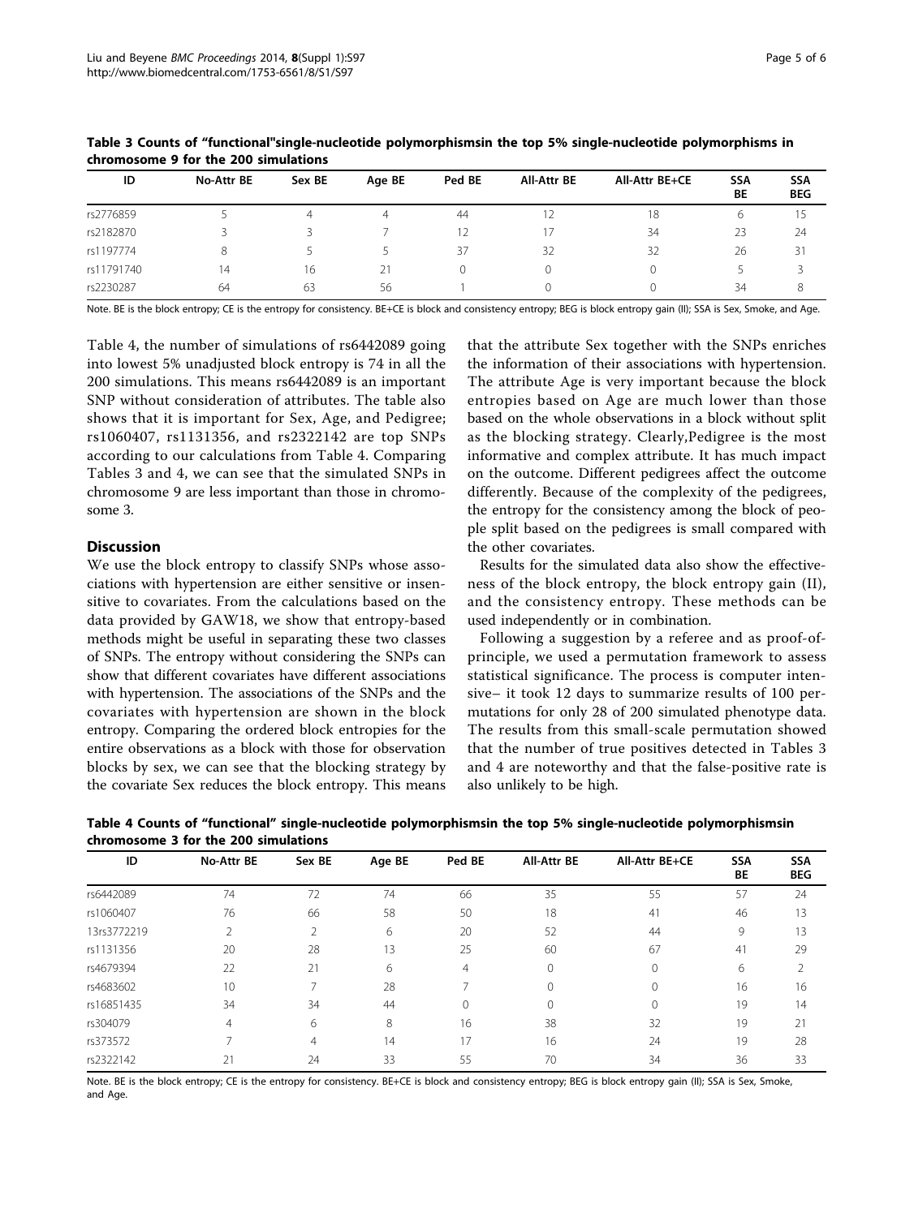**Table 3 Counts of "functional"single-nucleotide polymorphismsin the top 5% single-nucleotide polymorphisms in chromosome 9 for the 200 simulations**

| ID | No-Attr BE | Sex BE | Age BE | Ped BE | All-Attr BE | All-Attr BE+CE | SSA BE | SSA BEG |
|---|---|---|---|---|---|---|---|---|
| rs2776859 | 5 | 4 | 4 | 44 | 12 | 18 | 6 | 15 |
| rs2182870 | 3 | 3 | 7 | 12 | 17 | 34 | 23 | 24 |
| rs1197774 | 8 | 5 | 5 | 37 | 32 | 32 | 26 | 31 |
| rs11791740 | 14 | 16 | 21 | 0 | 0 | 0 | 5 | 3 |
| rs2230287 | 64 | 63 | 56 | 1 | 0 | 0 | 34 | 8 |

Note. BE is the block entropy; CE is the entropy for consistency. BE+CE is block and consistency entropy; BEG is block entropy gain (II); SSA is Sex, Smoke, and Age.

Table 4, the number of simulations of rs6442089 going into lowest 5% unadjusted block entropy is 74 in all the 200 simulations. This means rs6442089 is an important SNP without consideration of attributes. The table also shows that it is important for Sex, Age, and Pedigree; rs1060407, rs1131356, and rs2322142 are top SNPs according to our calculations from Table 4. Comparing Tables 3 and 4, we can see that the simulated SNPs in chromosome 9 are less important than those in chromosome 3.

## Discussion

We use the block entropy to classify SNPs whose associations with hypertension are either sensitive or insensitive to covariates. From the calculations based on the data provided by GAW18, we show that entropy-based methods might be useful in separating these two classes of SNPs. The entropy without considering the SNPs can show that different covariates have different associations with hypertension. The associations of the SNPs and the covariates with hypertension are shown in the block entropy. Comparing the ordered block entropies for the entire observations as a block with those for observation blocks by sex, we can see that the blocking strategy by the covariate Sex reduces the block entropy. This means that the attribute Sex together with the SNPs enriches the information of their associations with hypertension. The attribute Age is very important because the block entropies based on Age are much lower than those based on the whole observations in a block without split as the blocking strategy. Clearly,Pedigree is the most informative and complex attribute. It has much impact on the outcome. Different pedigrees affect the outcome differently. Because of the complexity of the pedigrees, the entropy for the consistency among the block of people split based on the pedigrees is small compared with the other covariates.

Results for the simulated data also show the effectiveness of the block entropy, the block entropy gain (II), and the consistency entropy. These methods can be used independently or in combination.

Following a suggestion by a referee and as proof-of-principle, we used a permutation framework to assess statistical significance. The process is computer intensive– it took 12 days to summarize results of 100 permutations for only 28 of 200 simulated phenotype data. The results from this small-scale permutation showed that the number of true positives detected in Tables 3 and 4 are noteworthy and that the false-positive rate is also unlikely to be high.

**Table 4 Counts of "functional" single-nucleotide polymorphismsin the top 5% single-nucleotide polymorphismsin chromosome 3 for the 200 simulations**

| ID | No-Attr BE | Sex BE | Age BE | Ped BE | All-Attr BE | All-Attr BE+CE | SSA BE | SSA BEG |
|---|---|---|---|---|---|---|---|---|
| rs6442089 | 74 | 72 | 74 | 66 | 35 | 55 | 57 | 24 |
| rs1060407 | 76 | 66 | 58 | 50 | 18 | 41 | 46 | 13 |
| 13rs3772219 | 2 | 2 | 6 | 20 | 52 | 44 | 9 | 13 |
| rs1131356 | 20 | 28 | 13 | 25 | 60 | 67 | 41 | 29 |
| rs4679394 | 22 | 21 | 6 | 4 | 0 | 0 | 6 | 2 |
| rs4683602 | 10 | 7 | 28 | 7 | 0 | 0 | 16 | 16 |
| rs16851435 | 34 | 34 | 44 | 0 | 0 | 0 | 19 | 14 |
| rs304079 | 4 | 6 | 8 | 16 | 38 | 32 | 19 | 21 |
| rs373572 | 7 | 4 | 14 | 17 | 16 | 24 | 19 | 28 |
| rs2322142 | 21 | 24 | 33 | 55 | 70 | 34 | 36 | 33 |

Note. BE is the block entropy; CE is the entropy for consistency. BE+CE is block and consistency entropy; BEG is block entropy gain (II); SSA is Sex, Smoke, and Age.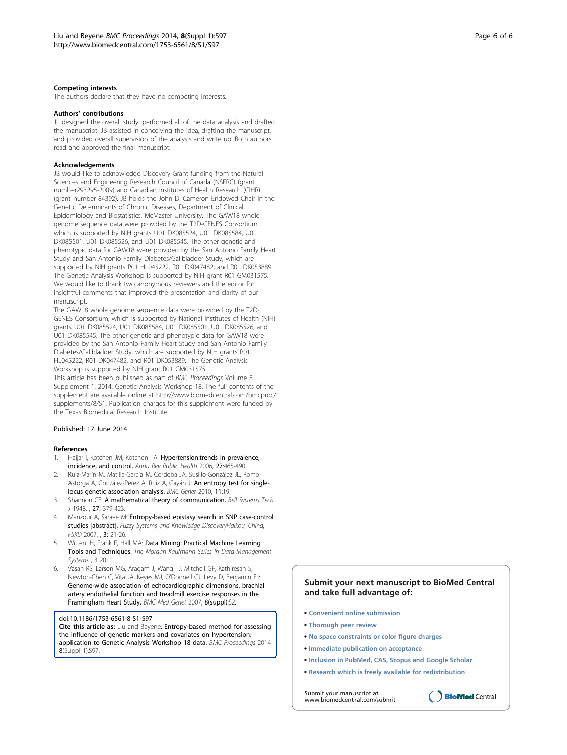### Competing interests

The authors declare that they have no competing interests.

### Authors' contributions

JL designed the overall study, performed all of the data analysis and drafted the manuscript. JB assisted in conceiving the idea, drafting the manuscript, and provided overall supervision of the analysis and write up. Both authors read and approved the final manuscript.

### Acknowledgements

JB would like to acknowledge Discovery Grant funding from the Natural Sciences and Engineering Research Council of Canada (NSERC) (grant number293295-2009) and Canadian Institutes of Health Research (CIHR) (grant number 84392). JB holds the John D. Cameron Endowed Chair in the Genetic Determinants of Chronic Diseases, Department of Clinical Epidemiology and Biostatistics, McMaster University. The GAW18 whole genome sequence data were provided by the T2D-GENES Consortium, which is supported by NIH grants U01 DK085524, U01 DK085584, U01 DK085501, U01 DK085526, and U01 DK085545. The other genetic and phenotypic data for GAW18 were provided by the San Antonio Family Heart Study and San Antonio Family Diabetes/Gallbladder Study, which are supported by NIH grants P01 HL045222, R01 DK047482, and R01 DK053889. The Genetic Analysis Workshop is supported by NIH grant R01 GM031575. We would like to thank two anonymous reviewers and the editor for insightful comments that improved the presentation and clarity of our manuscript.

The GAW18 whole genome sequence data were provided by the T2D-GENES Consortium, which is supported by National Institutes of Health (NIH) grants U01 DK085524, U01 DK085584, U01 DK085501, U01 DK085526, and U01 DK085545. The other genetic and phenotypic data for GAW18 were provided by the San Antonio Family Heart Study and San Antonio Family Diabetes/Gallbladder Study, which are supported by NIH grants P01 HL045222, R01 DK047482, and R01 DK053889. The Genetic Analysis Workshop is supported by NIH grant R01 GM031575.

This article has been published as part of *BMC Proceedings* Volume 8 Supplement 1, 2014: Genetic Analysis Workshop 18. The full contents of the supplement are available online at http://www.biomedcentral.com/bmcproc/supplements/8/S1. Publication charges for this supplement were funded by the Texas Biomedical Research Institute.

Published: 17 June 2014

### References

1. Hajjar I, Kotchen JM, Kotchen TA: **Hypertension:trends in prevalence, incidence, and control.** *Annu Rev Public Health* 2006, **27**:465-490.
2. Ruiz-Marín M, Matilla-García M, Cordoba JA, Susillo-González JL, Romo-Astorga A, González-Pérez A, Ruiz A, Gayán J: **An entropy test for single-locus genetic association analysis.** *BMC Genet* 2010, **11**:19.
3. Shannon CE: **A mathematical theory of communication.** *Bell Systems Tech J* 1948, , **27**: 379-423.
4. Manzour A, Saraee M: **Entropy-based epistasy search in SNP case-control studies [abstract].** *Fuzzy Systems and Knowledge DiscoveryHaikou, China, FSKD* 2007, , **3**: 21-26.
5. Witten IH, Frank E, Hall MA: **Data Mining: Practical Machine Learning Tools and Techniques.** *The Morgan Kaufmann Series in Data Management Systems* , 3 2011.
6. Vasan RS, Larson MG, Aragam J, Wang TJ, Mitchell GF, Kathiresan S, Newton-Cheh C, Vita JA, Keyes MJ, O'Donnell CJ, Levy D, Benjamin EJ: **Genome-wide association of echocardiographic dimensions, brachial artery endothelial function and treadmill exercise responses in the Framingham Heart Study.** *BMC Med Genet* 2007, **8(suppl)**:S2.

doi:10.1186/1753-6561-8-S1-S97

**Cite this article as:** Liu and Beyene: Entropy-based method for assessing the influence of genetic markers and covariates on hypertension: application to Genetic Analysis Workshop 18 data. *BMC Proceedings* 2014 **8**(Suppl 1):S97.

**Submit your next manuscript to BioMed Central and take full advantage of:**

- Convenient online submission
- Thorough peer review
- No space constraints or color figure charges
- Immediate publication on acceptance
- Inclusion in PubMed, CAS, Scopus and Google Scholar
- Research which is freely available for redistribution

Submit your manuscript at www.biomedcentral.com/submit

BioMed Central